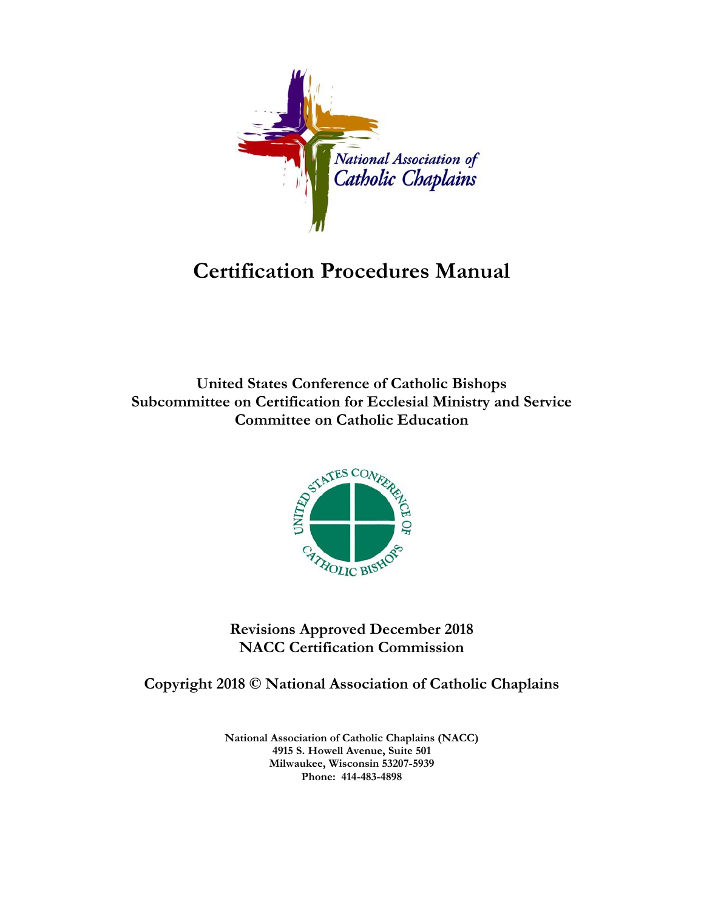National Association of Catholic Chaplains

# Certification Procedures Manual

**United States Conference of Catholic Bishops**
**Subcommittee on Certification for Ecclesial Ministry and Service**
**Committee on Catholic Education**

United States Conference of Catholic Bishops

**Revisions Approved December 2018**
**NACC Certification Commission**

**Copyright 2018 © National Association of Catholic Chaplains**

**National Association of Catholic Chaplains (NACC)**
**4915 S. Howell Avenue, Suite 501**
**Milwaukee, Wisconsin 53207-5939**
**Phone: 414-483-4898**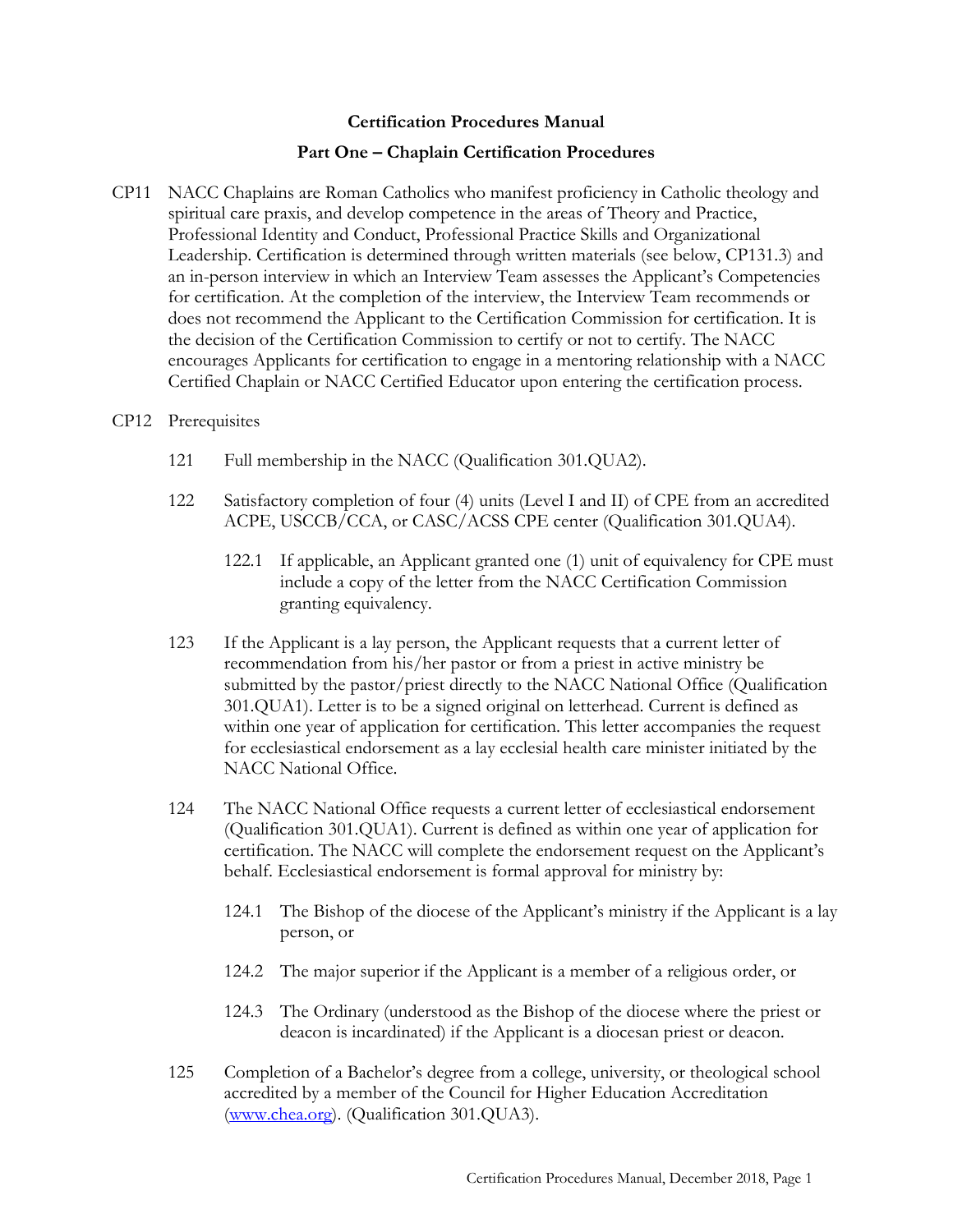# Certification Procedures Manual

## Part One – Chaplain Certification Procedures

CP11 NACC Chaplains are Roman Catholics who manifest proficiency in Catholic theology and spiritual care praxis, and develop competence in the areas of Theory and Practice, Professional Identity and Conduct, Professional Practice Skills and Organizational Leadership. Certification is determined through written materials (see below, CP131.3) and an in-person interview in which an Interview Team assesses the Applicant's Competencies for certification. At the completion of the interview, the Interview Team recommends or does not recommend the Applicant to the Certification Commission for certification. It is the decision of the Certification Commission to certify or not to certify. The NACC encourages Applicants for certification to engage in a mentoring relationship with a NACC Certified Chaplain or NACC Certified Educator upon entering the certification process.

CP12 Prerequisites

121 Full membership in the NACC (Qualification 301.QUA2).

122 Satisfactory completion of four (4) units (Level I and II) of CPE from an accredited ACPE, USCCB/CCA, or CASC/ACSS CPE center (Qualification 301.QUA4).

122.1 If applicable, an Applicant granted one (1) unit of equivalency for CPE must include a copy of the letter from the NACC Certification Commission granting equivalency.

123 If the Applicant is a lay person, the Applicant requests that a current letter of recommendation from his/her pastor or from a priest in active ministry be submitted by the pastor/priest directly to the NACC National Office (Qualification 301.QUA1). Letter is to be a signed original on letterhead. Current is defined as within one year of application for certification. This letter accompanies the request for ecclesiastical endorsement as a lay ecclesial health care minister initiated by the NACC National Office.

124 The NACC National Office requests a current letter of ecclesiastical endorsement (Qualification 301.QUA1). Current is defined as within one year of application for certification. The NACC will complete the endorsement request on the Applicant's behalf. Ecclesiastical endorsement is formal approval for ministry by:

124.1 The Bishop of the diocese of the Applicant's ministry if the Applicant is a lay person, or

124.2 The major superior if the Applicant is a member of a religious order, or

124.3 The Ordinary (understood as the Bishop of the diocese where the priest or deacon is incardinated) if the Applicant is a diocesan priest or deacon.

125 Completion of a Bachelor's degree from a college, university, or theological school accredited by a member of the Council for Higher Education Accreditation (www.chea.org). (Qualification 301.QUA3).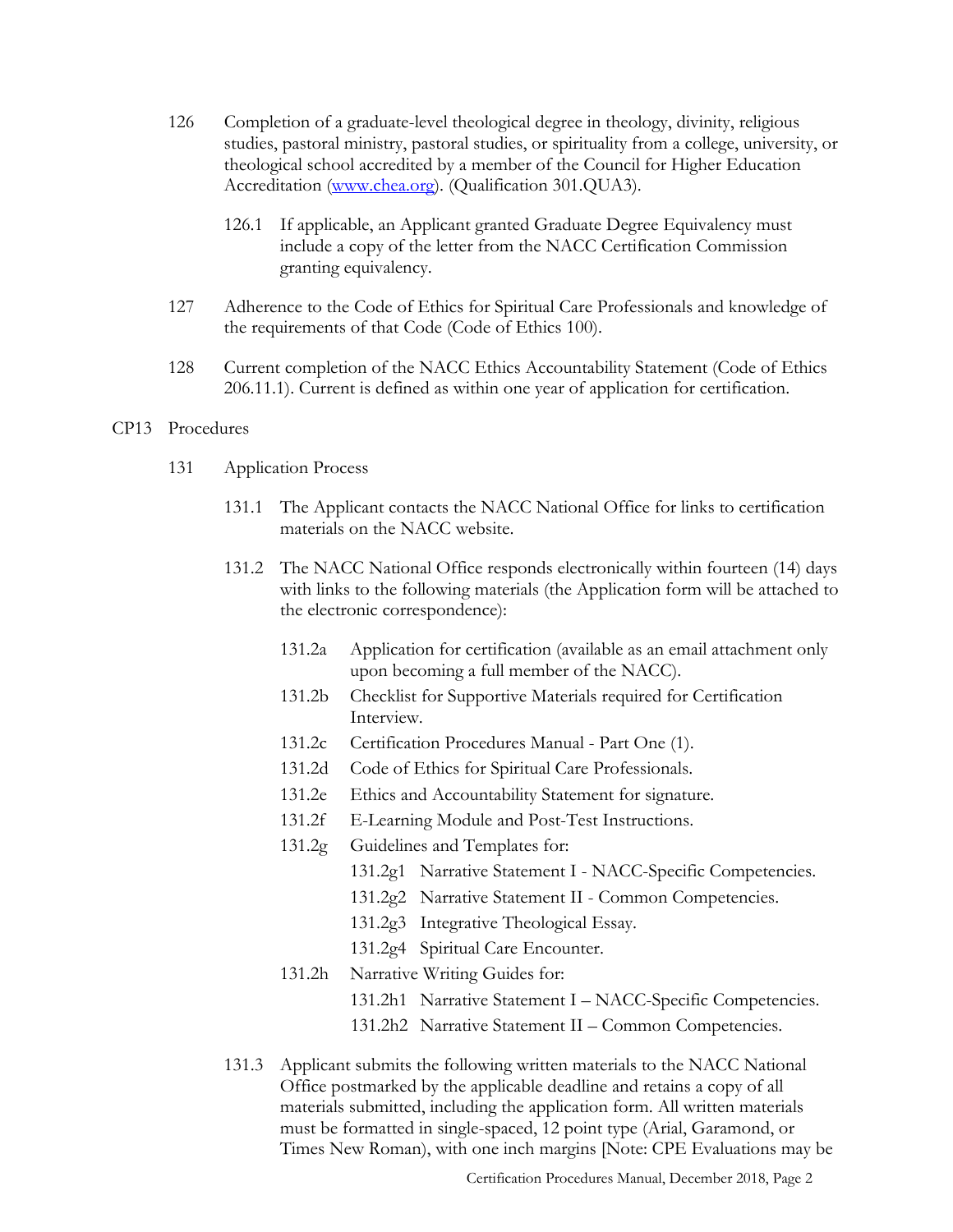126 Completion of a graduate-level theological degree in theology, divinity, religious studies, pastoral ministry, pastoral studies, or spirituality from a college, university, or theological school accredited by a member of the Council for Higher Education Accreditation (www.chea.org). (Qualification 301.QUA3).

126.1 If applicable, an Applicant granted Graduate Degree Equivalency must include a copy of the letter from the NACC Certification Commission granting equivalency.

127 Adherence to the Code of Ethics for Spiritual Care Professionals and knowledge of the requirements of that Code (Code of Ethics 100).

128 Current completion of the NACC Ethics Accountability Statement (Code of Ethics 206.11.1). Current is defined as within one year of application for certification.

CP13 Procedures

131 Application Process

131.1 The Applicant contacts the NACC National Office for links to certification materials on the NACC website.

131.2 The NACC National Office responds electronically within fourteen (14) days with links to the following materials (the Application form will be attached to the electronic correspondence):

- 131.2a Application for certification (available as an email attachment only upon becoming a full member of the NACC).
- 131.2b Checklist for Supportive Materials required for Certification Interview.
- 131.2c Certification Procedures Manual - Part One (1).
- 131.2d Code of Ethics for Spiritual Care Professionals.
- 131.2e Ethics and Accountability Statement for signature.
- 131.2f E-Learning Module and Post-Test Instructions.
- 131.2g Guidelines and Templates for:
  - 131.2g1 Narrative Statement I - NACC-Specific Competencies.
  - 131.2g2 Narrative Statement II - Common Competencies.
  - 131.2g3 Integrative Theological Essay.
  - 131.2g4 Spiritual Care Encounter.
- 131.2h Narrative Writing Guides for:
  - 131.2h1 Narrative Statement I – NACC-Specific Competencies.
  - 131.2h2 Narrative Statement II – Common Competencies.

131.3 Applicant submits the following written materials to the NACC National Office postmarked by the applicable deadline and retains a copy of all materials submitted, including the application form. All written materials must be formatted in single-spaced, 12 point type (Arial, Garamond, or Times New Roman), with one inch margins [Note: CPE Evaluations may be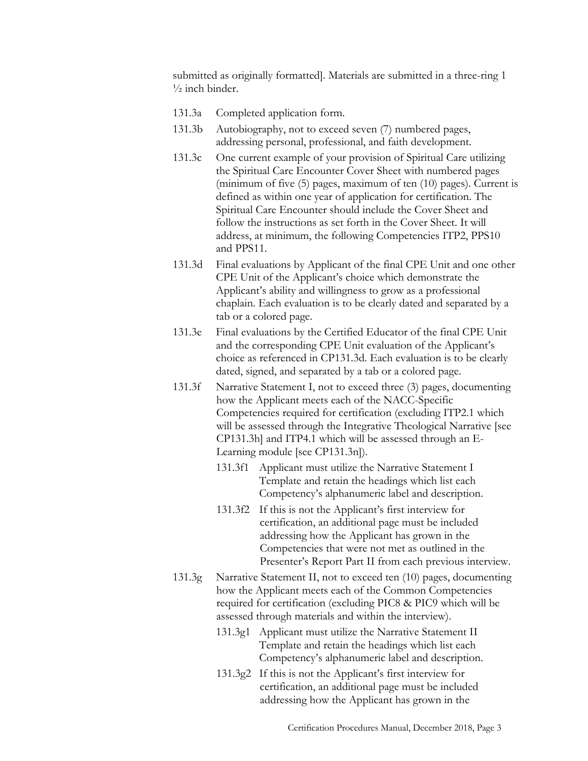submitted as originally formatted]. Materials are submitted in a three-ring 1 ½ inch binder.

- 131.3a Completed application form.
- 131.3b Autobiography, not to exceed seven (7) numbered pages, addressing personal, professional, and faith development.
- 131.3c One current example of your provision of Spiritual Care utilizing the Spiritual Care Encounter Cover Sheet with numbered pages (minimum of five (5) pages, maximum of ten (10) pages). Current is defined as within one year of application for certification. The Spiritual Care Encounter should include the Cover Sheet and follow the instructions as set forth in the Cover Sheet. It will address, at minimum, the following Competencies ITP2, PPS10 and PPS11.
- 131.3d Final evaluations by Applicant of the final CPE Unit and one other CPE Unit of the Applicant's choice which demonstrate the Applicant's ability and willingness to grow as a professional chaplain. Each evaluation is to be clearly dated and separated by a tab or a colored page.
- 131.3e Final evaluations by the Certified Educator of the final CPE Unit and the corresponding CPE Unit evaluation of the Applicant's choice as referenced in CP131.3d. Each evaluation is to be clearly dated, signed, and separated by a tab or a colored page.
- 131.3f Narrative Statement I, not to exceed three (3) pages, documenting how the Applicant meets each of the NACC-Specific Competencies required for certification (excluding ITP2.1 which will be assessed through the Integrative Theological Narrative [see CP131.3h] and ITP4.1 which will be assessed through an E-Learning module [see CP131.3n]).
    - 131.3f1 Applicant must utilize the Narrative Statement I Template and retain the headings which list each Competency's alphanumeric label and description.
    - 131.3f2 If this is not the Applicant's first interview for certification, an additional page must be included addressing how the Applicant has grown in the Competencies that were not met as outlined in the Presenter's Report Part II from each previous interview.
- 131.3g Narrative Statement II, not to exceed ten (10) pages, documenting how the Applicant meets each of the Common Competencies required for certification (excluding PIC8 & PIC9 which will be assessed through materials and within the interview).
    - 131.3g1 Applicant must utilize the Narrative Statement II Template and retain the headings which list each Competency's alphanumeric label and description.
    - 131.3g2 If this is not the Applicant's first interview for certification, an additional page must be included addressing how the Applicant has grown in the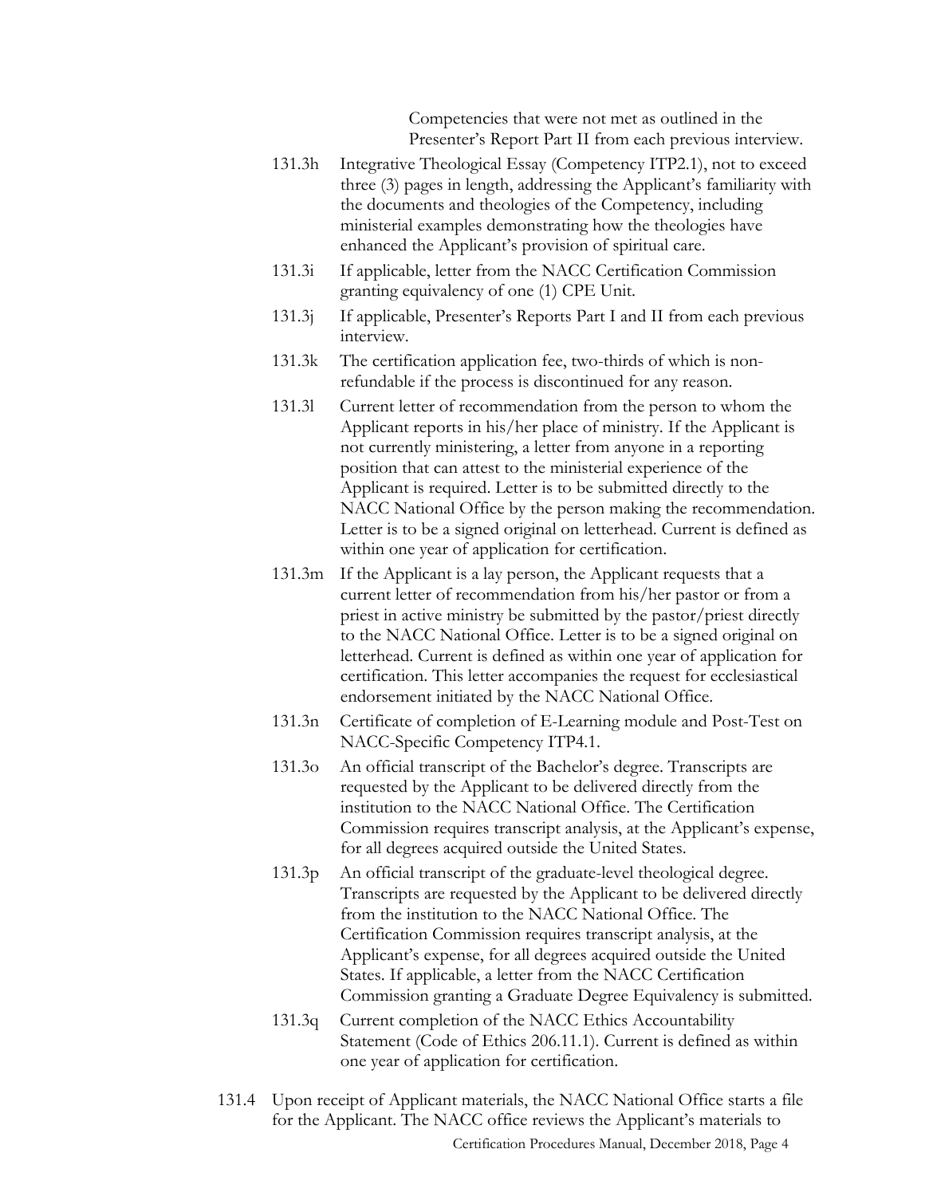Competencies that were not met as outlined in the Presenter's Report Part II from each previous interview.

- 131.3h Integrative Theological Essay (Competency ITP2.1), not to exceed three (3) pages in length, addressing the Applicant's familiarity with the documents and theologies of the Competency, including ministerial examples demonstrating how the theologies have enhanced the Applicant's provision of spiritual care.
- 131.3i If applicable, letter from the NACC Certification Commission granting equivalency of one (1) CPE Unit.
- 131.3j If applicable, Presenter's Reports Part I and II from each previous interview.
- 131.3k The certification application fee, two-thirds of which is non-refundable if the process is discontinued for any reason.
- 131.3l Current letter of recommendation from the person to whom the Applicant reports in his/her place of ministry. If the Applicant is not currently ministering, a letter from anyone in a reporting position that can attest to the ministerial experience of the Applicant is required. Letter is to be submitted directly to the NACC National Office by the person making the recommendation. Letter is to be a signed original on letterhead. Current is defined as within one year of application for certification.
- 131.3m If the Applicant is a lay person, the Applicant requests that a current letter of recommendation from his/her pastor or from a priest in active ministry be submitted by the pastor/priest directly to the NACC National Office. Letter is to be a signed original on letterhead. Current is defined as within one year of application for certification. This letter accompanies the request for ecclesiastical endorsement initiated by the NACC National Office.
- 131.3n Certificate of completion of E-Learning module and Post-Test on NACC-Specific Competency ITP4.1.
- 131.3o An official transcript of the Bachelor's degree. Transcripts are requested by the Applicant to be delivered directly from the institution to the NACC National Office. The Certification Commission requires transcript analysis, at the Applicant's expense, for all degrees acquired outside the United States.
- 131.3p An official transcript of the graduate-level theological degree. Transcripts are requested by the Applicant to be delivered directly from the institution to the NACC National Office. The Certification Commission requires transcript analysis, at the Applicant's expense, for all degrees acquired outside the United States. If applicable, a letter from the NACC Certification Commission granting a Graduate Degree Equivalency is submitted.
- 131.3q Current completion of the NACC Ethics Accountability Statement (Code of Ethics 206.11.1). Current is defined as within one year of application for certification.

131.4 Upon receipt of Applicant materials, the NACC National Office starts a file for the Applicant. The NACC office reviews the Applicant's materials to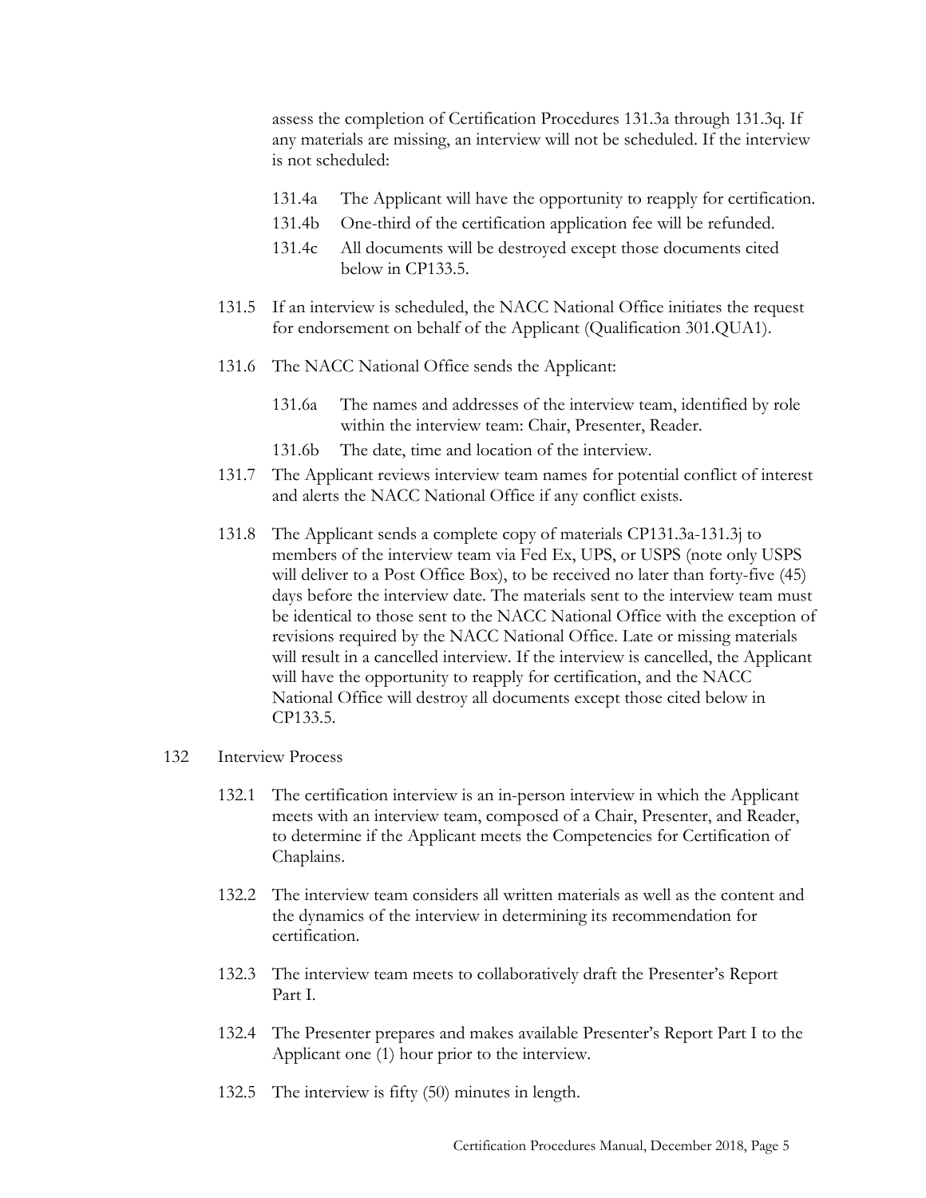assess the completion of Certification Procedures 131.3a through 131.3q. If any materials are missing, an interview will not be scheduled. If the interview is not scheduled:

- 131.4a The Applicant will have the opportunity to reapply for certification.
- 131.4b One-third of the certification application fee will be refunded.
- 131.4c All documents will be destroyed except those documents cited below in CP133.5.

131.5 If an interview is scheduled, the NACC National Office initiates the request for endorsement on behalf of the Applicant (Qualification 301.QUA1).

131.6 The NACC National Office sends the Applicant:

- 131.6a The names and addresses of the interview team, identified by role within the interview team: Chair, Presenter, Reader.
- 131.6b The date, time and location of the interview.

131.7 The Applicant reviews interview team names for potential conflict of interest and alerts the NACC National Office if any conflict exists.

131.8 The Applicant sends a complete copy of materials CP131.3a-131.3j to members of the interview team via Fed Ex, UPS, or USPS (note only USPS will deliver to a Post Office Box), to be received no later than forty-five (45) days before the interview date. The materials sent to the interview team must be identical to those sent to the NACC National Office with the exception of revisions required by the NACC National Office. Late or missing materials will result in a cancelled interview. If the interview is cancelled, the Applicant will have the opportunity to reapply for certification, and the NACC National Office will destroy all documents except those cited below in CP133.5.

## 132 Interview Process

132.1 The certification interview is an in-person interview in which the Applicant meets with an interview team, composed of a Chair, Presenter, and Reader, to determine if the Applicant meets the Competencies for Certification of Chaplains.

132.2 The interview team considers all written materials as well as the content and the dynamics of the interview in determining its recommendation for certification.

132.3 The interview team meets to collaboratively draft the Presenter's Report Part I.

132.4 The Presenter prepares and makes available Presenter's Report Part I to the Applicant one (1) hour prior to the interview.

132.5 The interview is fifty (50) minutes in length.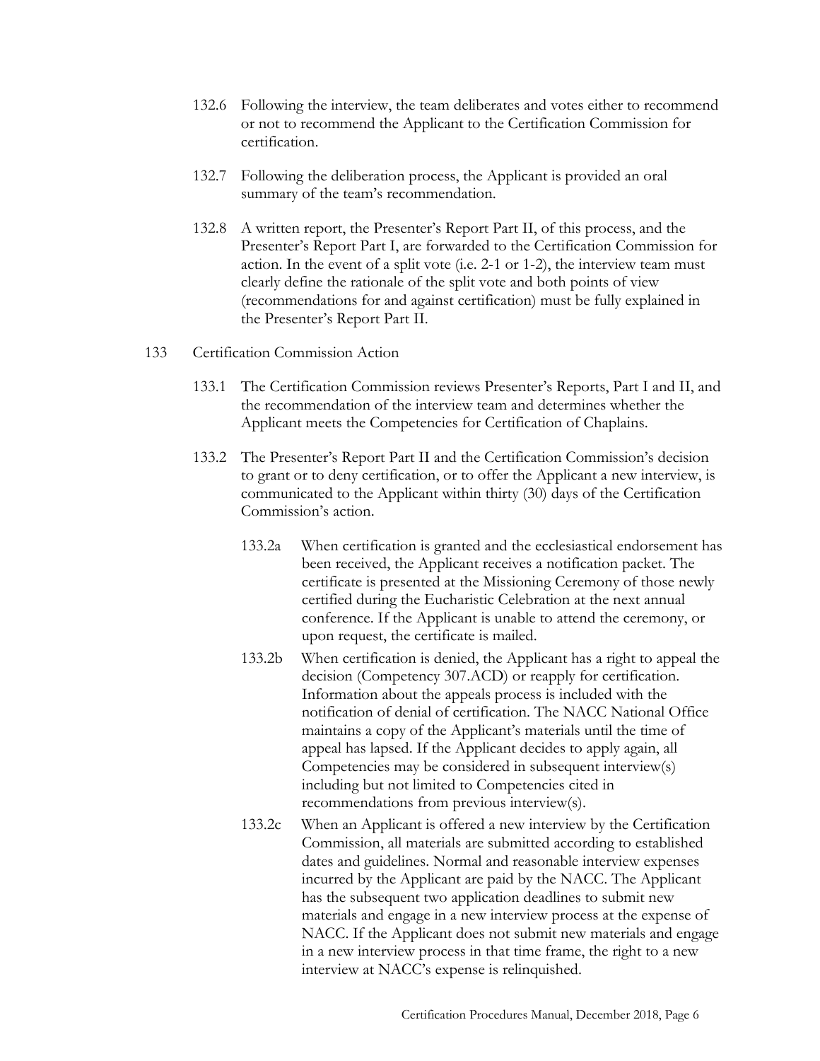132.6 Following the interview, the team deliberates and votes either to recommend or not to recommend the Applicant to the Certification Commission for certification.

132.7 Following the deliberation process, the Applicant is provided an oral summary of the team's recommendation.

132.8 A written report, the Presenter's Report Part II, of this process, and the Presenter's Report Part I, are forwarded to the Certification Commission for action. In the event of a split vote (i.e. 2-1 or 1-2), the interview team must clearly define the rationale of the split vote and both points of view (recommendations for and against certification) must be fully explained in the Presenter's Report Part II.

133 Certification Commission Action

133.1 The Certification Commission reviews Presenter's Reports, Part I and II, and the recommendation of the interview team and determines whether the Applicant meets the Competencies for Certification of Chaplains.

133.2 The Presenter's Report Part II and the Certification Commission's decision to grant or to deny certification, or to offer the Applicant a new interview, is communicated to the Applicant within thirty (30) days of the Certification Commission's action.

133.2a When certification is granted and the ecclesiastical endorsement has been received, the Applicant receives a notification packet. The certificate is presented at the Missioning Ceremony of those newly certified during the Eucharistic Celebration at the next annual conference. If the Applicant is unable to attend the ceremony, or upon request, the certificate is mailed.

133.2b When certification is denied, the Applicant has a right to appeal the decision (Competency 307.ACD) or reapply for certification. Information about the appeals process is included with the notification of denial of certification. The NACC National Office maintains a copy of the Applicant's materials until the time of appeal has lapsed. If the Applicant decides to apply again, all Competencies may be considered in subsequent interview(s) including but not limited to Competencies cited in recommendations from previous interview(s).

133.2c When an Applicant is offered a new interview by the Certification Commission, all materials are submitted according to established dates and guidelines. Normal and reasonable interview expenses incurred by the Applicant are paid by the NACC. The Applicant has the subsequent two application deadlines to submit new materials and engage in a new interview process at the expense of NACC. If the Applicant does not submit new materials and engage in a new interview process in that time frame, the right to a new interview at NACC's expense is relinquished.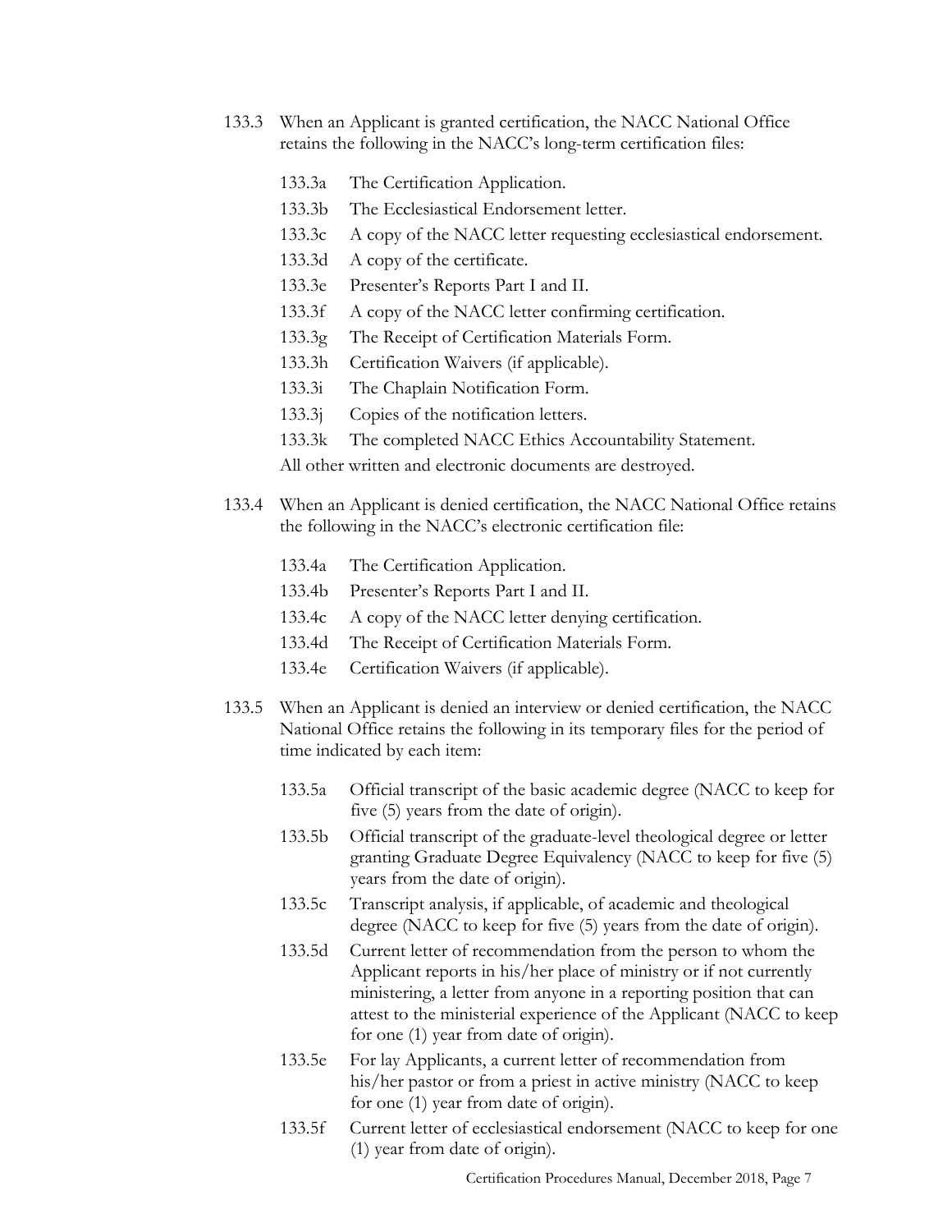133.3 When an Applicant is granted certification, the NACC National Office retains the following in the NACC's long-term certification files:

- 133.3a The Certification Application.
- 133.3b The Ecclesiastical Endorsement letter.
- 133.3c A copy of the NACC letter requesting ecclesiastical endorsement.
- 133.3d A copy of the certificate.
- 133.3e Presenter's Reports Part I and II.
- 133.3f A copy of the NACC letter confirming certification.
- 133.3g The Receipt of Certification Materials Form.
- 133.3h Certification Waivers (if applicable).
- 133.3i The Chaplain Notification Form.
- 133.3j Copies of the notification letters.
- 133.3k The completed NACC Ethics Accountability Statement.

All other written and electronic documents are destroyed.

133.4 When an Applicant is denied certification, the NACC National Office retains the following in the NACC's electronic certification file:

- 133.4a The Certification Application.
- 133.4b Presenter's Reports Part I and II.
- 133.4c A copy of the NACC letter denying certification.
- 133.4d The Receipt of Certification Materials Form.
- 133.4e Certification Waivers (if applicable).

133.5 When an Applicant is denied an interview or denied certification, the NACC National Office retains the following in its temporary files for the period of time indicated by each item:

- 133.5a Official transcript of the basic academic degree (NACC to keep for five (5) years from the date of origin).
- 133.5b Official transcript of the graduate-level theological degree or letter granting Graduate Degree Equivalency (NACC to keep for five (5) years from the date of origin).
- 133.5c Transcript analysis, if applicable, of academic and theological degree (NACC to keep for five (5) years from the date of origin).
- 133.5d Current letter of recommendation from the person to whom the Applicant reports in his/her place of ministry or if not currently ministering, a letter from anyone in a reporting position that can attest to the ministerial experience of the Applicant (NACC to keep for one (1) year from date of origin).
- 133.5e For lay Applicants, a current letter of recommendation from his/her pastor or from a priest in active ministry (NACC to keep for one (1) year from date of origin).
- 133.5f Current letter of ecclesiastical endorsement (NACC to keep for one (1) year from date of origin).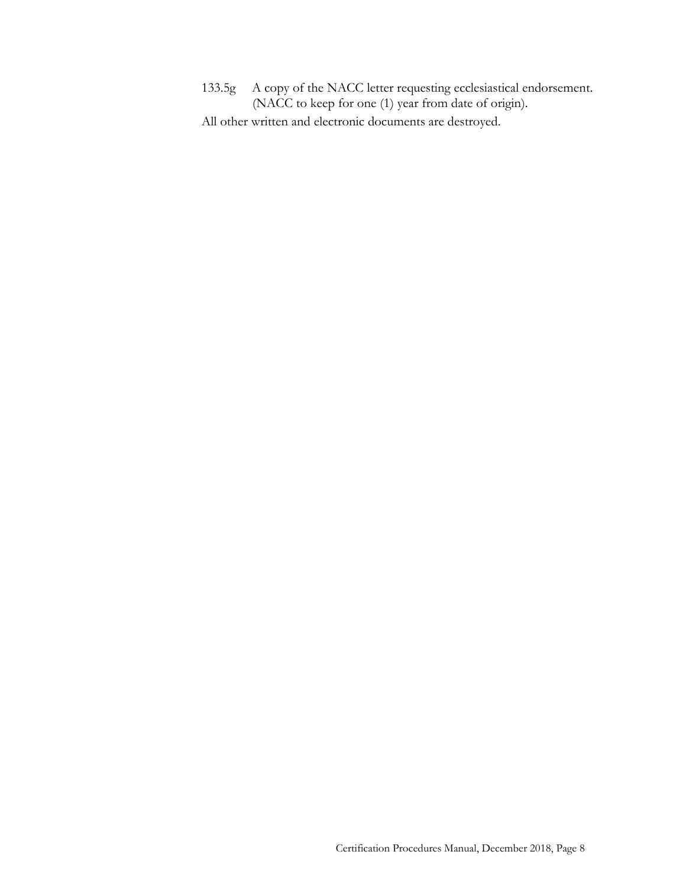133.5g A copy of the NACC letter requesting ecclesiastical endorsement. (NACC to keep for one (1) year from date of origin).

All other written and electronic documents are destroyed.